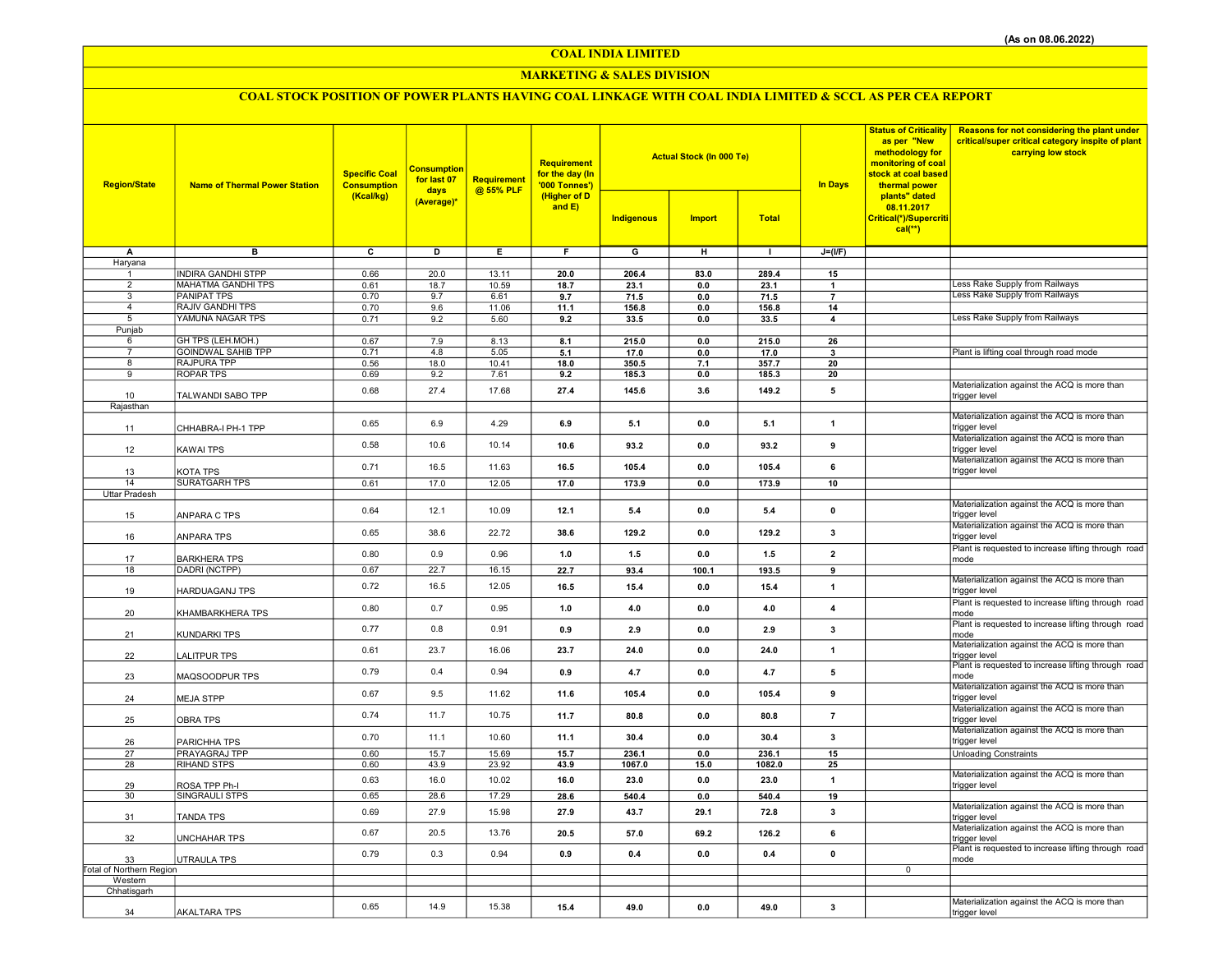(As on 08.06.2022)

# COAL INDIA LIMITED

## MARKETING & SALES DIVISION

### COAL STOCK POSITION OF POWER PLANTS HAVING COAL LINKAGE WITH COAL INDIA LIMITED & SCCL AS PER CEA REPORT

| Region/State | Name of Thermal Power Station | Specific Coal Consumption (Kcal/kg) | Consumption for last 07 days (Average)* | Requirement @ 55% PLF | Requirement for the day (In '000 Tonnes') (Higher of D and E) | Actual Stock (In 000 Te) | | | In Days | Status of Criticality as per "New methodology for monitoring of coal stock at coal based thermal power plants" dated 08.11.2017 Critical(*)/Supercritical(**) | Reasons for not considering the plant under critical/super critical category inspite of plant carrying low stock |
|---|---|---|---|---|---|---|---|---|---|---|---|
| | | | | | | Indigenous | Import | Total | | | |
| A | B | C | D | E | F | G | H | I | J=(I/F) | | |
| Haryana | | | | | | | | | | | |
| 1 | INDIRA GANDHI STPP | 0.66 | 20.0 | 13.11 | 20.0 | 206.4 | 83.0 | 289.4 | 15 | | |
| 2 | MAHATMA GANDHI TPS | 0.61 | 18.7 | 10.59 | 18.7 | 23.1 | 0.0 | 23.1 | 1 | | Less Rake Supply from Railways |
| 3 | PANIPAT TPS | 0.70 | 9.7 | 6.61 | 9.7 | 71.5 | 0.0 | 71.5 | 7 | | Less Rake Supply from Railways |
| 4 | RAJIV GANDHI TPS | 0.70 | 9.6 | 11.06 | 11.1 | 156.8 | 0.0 | 156.8 | 14 | | |
| 5 | YAMUNA NAGAR TPS | 0.71 | 9.2 | 5.60 | 9.2 | 33.5 | 0.0 | 33.5 | 4 | | Less Rake Supply from Railways |
| Punjab | | | | | | | | | | | |
| 6 | GH TPS (LEH.MOH.) | 0.67 | 7.9 | 8.13 | 8.1 | 215.0 | 0.0 | 215.0 | 26 | | |
| 7 | GOINDWAL SAHIB TPP | 0.71 | 4.8 | 5.05 | 5.1 | 17.0 | 0.0 | 17.0 | 3 | | Plant is lifting coal through road mode |
| 8 | RAJPURA TPP | 0.56 | 18.0 | 10.41 | 18.0 | 350.5 | 7.1 | 357.7 | 20 | | |
| 9 | ROPAR TPS | 0.69 | 9.2 | 7.61 | 9.2 | 185.3 | 0.0 | 185.3 | 20 | | |
| 10 | TALWANDI SABO TPP | 0.68 | 27.4 | 17.68 | 27.4 | 145.6 | 3.6 | 149.2 | 5 | | Materialization against the ACQ is more than trigger level |
| Rajasthan | | | | | | | | | | | |
| 11 | CHHABRA-I PH-1 TPP | 0.65 | 6.9 | 4.29 | 6.9 | 5.1 | 0.0 | 5.1 | 1 | | Materialization against the ACQ is more than trigger level |
| 12 | KAWAI TPS | 0.58 | 10.6 | 10.14 | 10.6 | 93.2 | 0.0 | 93.2 | 9 | | Materialization against the ACQ is more than trigger level |
| 13 | KOTA TPS | 0.71 | 16.5 | 11.63 | 16.5 | 105.4 | 0.0 | 105.4 | 6 | | Materialization against the ACQ is more than trigger level |
| 14 | SURATGARH TPS | 0.61 | 17.0 | 12.05 | 17.0 | 173.9 | 0.0 | 173.9 | 10 | | |
| Uttar Pradesh | | | | | | | | | | | |
| 15 | ANPARA C TPS | 0.64 | 12.1 | 10.09 | 12.1 | 5.4 | 0.0 | 5.4 | 0 | | Materialization against the ACQ is more than trigger level |
| 16 | ANPARA TPS | 0.65 | 38.6 | 22.72 | 38.6 | 129.2 | 0.0 | 129.2 | 3 | | Materialization against the ACQ is more than trigger level |
| 17 | BARKHERA TPS | 0.80 | 0.9 | 0.96 | 1.0 | 1.5 | 0.0 | 1.5 | 2 | | Plant is requested to increase lifting through road mode |
| 18 | DADRI (NCTPP) | 0.67 | 22.7 | 16.15 | 22.7 | 93.4 | 100.1 | 193.5 | 9 | | |
| 19 | HARDUAGANJ TPS | 0.72 | 16.5 | 12.05 | 16.5 | 15.4 | 0.0 | 15.4 | 1 | | Materialization against the ACQ is more than trigger level |
| 20 | KHAMBARKHERA TPS | 0.80 | 0.7 | 0.95 | 1.0 | 4.0 | 0.0 | 4.0 | 4 | | Plant is requested to increase lifting through road mode |
| 21 | KUNDARKI TPS | 0.77 | 0.8 | 0.91 | 0.9 | 2.9 | 0.0 | 2.9 | 3 | | Plant is requested to increase lifting through road mode |
| 22 | LALITPUR TPS | 0.61 | 23.7 | 16.06 | 23.7 | 24.0 | 0.0 | 24.0 | 1 | | Materialization against the ACQ is more than trigger level |
| 23 | MAQSOODPUR TPS | 0.79 | 0.4 | 0.94 | 0.9 | 4.7 | 0.0 | 4.7 | 5 | | Plant is requested to increase lifting through road mode |
| 24 | MEJA STPP | 0.67 | 9.5 | 11.62 | 11.6 | 105.4 | 0.0 | 105.4 | 9 | | Materialization against the ACQ is more than trigger level |
| 25 | OBRA TPS | 0.74 | 11.7 | 10.75 | 11.7 | 80.8 | 0.0 | 80.8 | 7 | | Materialization against the ACQ is more than trigger level |
| 26 | PARICHHA TPS | 0.70 | 11.1 | 10.60 | 11.1 | 30.4 | 0.0 | 30.4 | 3 | | Materialization against the ACQ is more than trigger level |
| 27 | PRAYAGRAJ TPP | 0.60 | 15.7 | 15.69 | 15.7 | 236.1 | 0.0 | 236.1 | 15 | | Unloading Constraints |
| 28 | RIHAND STPS | 0.60 | 43.9 | 23.92 | 43.9 | 1067.0 | 15.0 | 1082.0 | 25 | | |
| 29 | ROSA TPP Ph-I | 0.63 | 16.0 | 10.02 | 16.0 | 23.0 | 0.0 | 23.0 | 1 | | Materialization against the ACQ is more than trigger level |
| 30 | SINGRAULI STPS | 0.65 | 28.6 | 17.29 | 28.6 | 540.4 | 0.0 | 540.4 | 19 | | |
| 31 | TANDA TPS | 0.69 | 27.9 | 15.98 | 27.9 | 43.7 | 29.1 | 72.8 | 3 | | Materialization against the ACQ is more than trigger level |
| 32 | UNCHAHAR TPS | 0.67 | 20.5 | 13.76 | 20.5 | 57.0 | 69.2 | 126.2 | 6 | | Materialization against the ACQ is more than trigger level |
| 33 | UTRAULA TPS | 0.79 | 0.3 | 0.94 | 0.9 | 0.4 | 0.0 | 0.4 | 0 | | Plant is requested to increase lifting through road mode |
| Total of Northern Region | | | | | | | | | | 0 | |
| Western | | | | | | | | | | | |
| Chhatisgarh | | | | | | | | | | | |
| 34 | AKALTARA TPS | 0.65 | 14.9 | 15.38 | 15.4 | 49.0 | 0.0 | 49.0 | 3 | | Materialization against the ACQ is more than trigger level |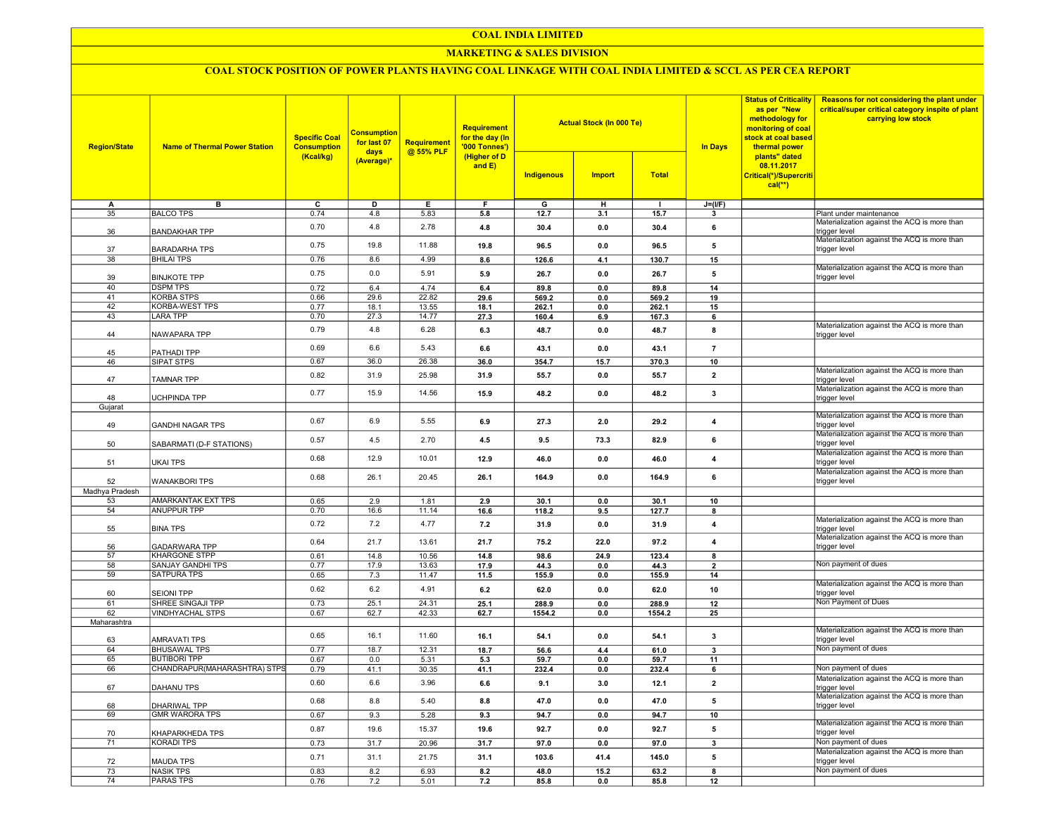# COAL INDIA LIMITED

## MARKETING & SALES DIVISION

### COAL STOCK POSITION OF POWER PLANTS HAVING COAL LINKAGE WITH COAL INDIA LIMITED & SCCL AS PER CEA REPORT

| Region/State | Name of Thermal Power Station | Specific Coal Consumption (Kcal/kg) | Consumption for last 07 days (Average)* | Requirement @ 55% PLF | Requirement for the day (In '000 Tonnes') (Higher of D and E) | Actual Stock (In 000 Te) | | | In Days | Status of Criticality as per "New methodology for monitoring of coal stock at coal based thermal power plants" dated 08.11.2017 Critical(*)/Supercritical(**) | Reasons for not considering the plant under critical/super critical category inspite of plant carrying low stock |
|---|---|---|---|---|---|---|---|---|---|---|---|
| | | | | | | Indigenous | Import | Total | | | |
| A | B | C | D | E | F | G | H | I | J=(I/F) | | |
| 35 | BALCO TPS | 0.74 | 4.8 | 5.83 | 5.8 | 12.7 | 3.1 | 15.7 | 3 | | Plant under maintenance |
| 36 | BANDAKHAR TPP | 0.70 | 4.8 | 2.78 | 4.8 | 30.4 | 0.0 | 30.4 | 6 | | Materialization against the ACQ is more than trigger level |
| 37 | BARADARHA TPS | 0.75 | 19.8 | 11.88 | 19.8 | 96.5 | 0.0 | 96.5 | 5 | | Materialization against the ACQ is more than trigger level |
| 38 | BHILAI TPS | 0.76 | 8.6 | 4.99 | 8.6 | 126.6 | 4.1 | 130.7 | 15 | | |
| 39 | BINJKOTE TPP | 0.75 | 0.0 | 5.91 | 5.9 | 26.7 | 0.0 | 26.7 | 5 | | Materialization against the ACQ is more than trigger level |
| 40 | DSPM TPS | 0.72 | 6.4 | 4.74 | 6.4 | 89.8 | 0.0 | 89.8 | 14 | | |
| 41 | KORBA STPS | 0.66 | 29.6 | 22.82 | 29.6 | 569.2 | 0.0 | 569.2 | 19 | | |
| 42 | KORBA-WEST TPS | 0.77 | 18.1 | 13.55 | 18.1 | 262.1 | 0.0 | 262.1 | 15 | | |
| 43 | LARA TPP | 0.70 | 27.3 | 14.77 | 27.3 | 160.4 | 6.9 | 167.3 | 6 | | |
| 44 | NAWAPARA TPP | 0.79 | 4.8 | 6.28 | 6.3 | 48.7 | 0.0 | 48.7 | 8 | | Materialization against the ACQ is more than trigger level |
| 45 | PATHADI TPP | 0.69 | 6.6 | 5.43 | 6.6 | 43.1 | 0.0 | 43.1 | 7 | | |
| 46 | SIPAT STPS | 0.67 | 36.0 | 26.38 | 36.0 | 354.7 | 15.7 | 370.3 | 10 | | |
| 47 | TAMNAR TPP | 0.82 | 31.9 | 25.98 | 31.9 | 55.7 | 0.0 | 55.7 | 2 | | Materialization against the ACQ is more than trigger level |
| 48 | UCHPINDA TPP | 0.77 | 15.9 | 14.56 | 15.9 | 48.2 | 0.0 | 48.2 | 3 | | Materialization against the ACQ is more than trigger level |
| Gujarat | | | | | | | | | | | |
| 49 | GANDHI NAGAR TPS | 0.67 | 6.9 | 5.55 | 6.9 | 27.3 | 2.0 | 29.2 | 4 | | Materialization against the ACQ is more than trigger level |
| 50 | SABARMATI (D-F STATIONS) | 0.57 | 4.5 | 2.70 | 4.5 | 9.5 | 73.3 | 82.9 | 6 | | Materialization against the ACQ is more than trigger level |
| 51 | UKAI TPS | 0.68 | 12.9 | 10.01 | 12.9 | 46.0 | 0.0 | 46.0 | 4 | | Materialization against the ACQ is more than trigger level |
| 52 | WANAKBORI TPS | 0.68 | 26.1 | 20.45 | 26.1 | 164.9 | 0.0 | 164.9 | 6 | | Materialization against the ACQ is more than trigger level |
| Madhya Pradesh | | | | | | | | | | | |
| 53 | AMARKANTAK EXT TPS | 0.65 | 2.9 | 1.81 | 2.9 | 30.1 | 0.0 | 30.1 | 10 | | |
| 54 | ANUPPUR TPP | 0.70 | 16.6 | 11.14 | 16.6 | 118.2 | 9.5 | 127.7 | 8 | | |
| 55 | BINA TPS | 0.72 | 7.2 | 4.77 | 7.2 | 31.9 | 0.0 | 31.9 | 4 | | Materialization against the ACQ is more than trigger level |
| 56 | GADARWARA TPP | 0.64 | 21.7 | 13.61 | 21.7 | 75.2 | 22.0 | 97.2 | 4 | | Materialization against the ACQ is more than trigger level |
| 57 | KHARGONE STPP | 0.61 | 14.8 | 10.56 | 14.8 | 98.6 | 24.9 | 123.4 | 8 | | |
| 58 | SANJAY GANDHI TPS | 0.77 | 17.9 | 13.63 | 17.9 | 44.3 | 0.0 | 44.3 | 2 | | Non payment of dues |
| 59 | SATPURA TPS | 0.65 | 7.3 | 11.47 | 11.5 | 155.9 | 0.0 | 155.9 | 14 | | |
| 60 | SEIONI TPP | 0.62 | 6.2 | 4.91 | 6.2 | 62.0 | 0.0 | 62.0 | 10 | | Materialization against the ACQ is more than trigger level |
| 61 | SHREE SINGAJI TPP | 0.73 | 25.1 | 24.31 | 25.1 | 288.9 | 0.0 | 288.9 | 12 | | Non Payment of Dues |
| 62 | VINDHYACHAL STPS | 0.67 | 62.7 | 42.33 | 62.7 | 1554.2 | 0.0 | 1554.2 | 25 | | |
| Maharashtra | | | | | | | | | | | |
| 63 | AMRAVATI TPS | 0.65 | 16.1 | 11.60 | 16.1 | 54.1 | 0.0 | 54.1 | 3 | | Materialization against the ACQ is more than trigger level |
| 64 | BHUSAWAL TPS | 0.77 | 18.7 | 12.31 | 18.7 | 56.6 | 4.4 | 61.0 | 3 | | Non payment of dues |
| 65 | BUTIBORI TPP | 0.67 | 0.0 | 5.31 | 5.3 | 59.7 | 0.0 | 59.7 | 11 | | |
| 66 | CHANDRAPUR(MAHARASHTRA) STPS | 0.79 | 41.1 | 30.35 | 41.1 | 232.4 | 0.0 | 232.4 | 6 | | Non payment of dues |
| 67 | DAHANU TPS | 0.60 | 6.6 | 3.96 | 6.6 | 9.1 | 3.0 | 12.1 | 2 | | Materialization against the ACQ is more than trigger level |
| 68 | DHARIWAL TPP | 0.68 | 8.8 | 5.40 | 8.8 | 47.0 | 0.0 | 47.0 | 5 | | Materialization against the ACQ is more than trigger level |
| 69 | GMR WARORA TPS | 0.67 | 9.3 | 5.28 | 9.3 | 94.7 | 0.0 | 94.7 | 10 | | |
| 70 | KHAPARKHEDA TPS | 0.87 | 19.6 | 15.37 | 19.6 | 92.7 | 0.0 | 92.7 | 5 | | Materialization against the ACQ is more than trigger level |
| 71 | KORADI TPS | 0.73 | 31.7 | 20.96 | 31.7 | 97.0 | 0.0 | 97.0 | 3 | | Non payment of dues |
| 72 | MAUDA TPS | 0.71 | 31.1 | 21.75 | 31.1 | 103.6 | 41.4 | 145.0 | 5 | | Materialization against the ACQ is more than trigger level |
| 73 | NASIK TPS | 0.83 | 8.2 | 6.93 | 8.2 | 48.0 | 15.2 | 63.2 | 8 | | Non payment of dues |
| 74 | PARAS TPS | 0.76 | 7.2 | 5.01 | 7.2 | 85.8 | 0.0 | 85.8 | 12 | | |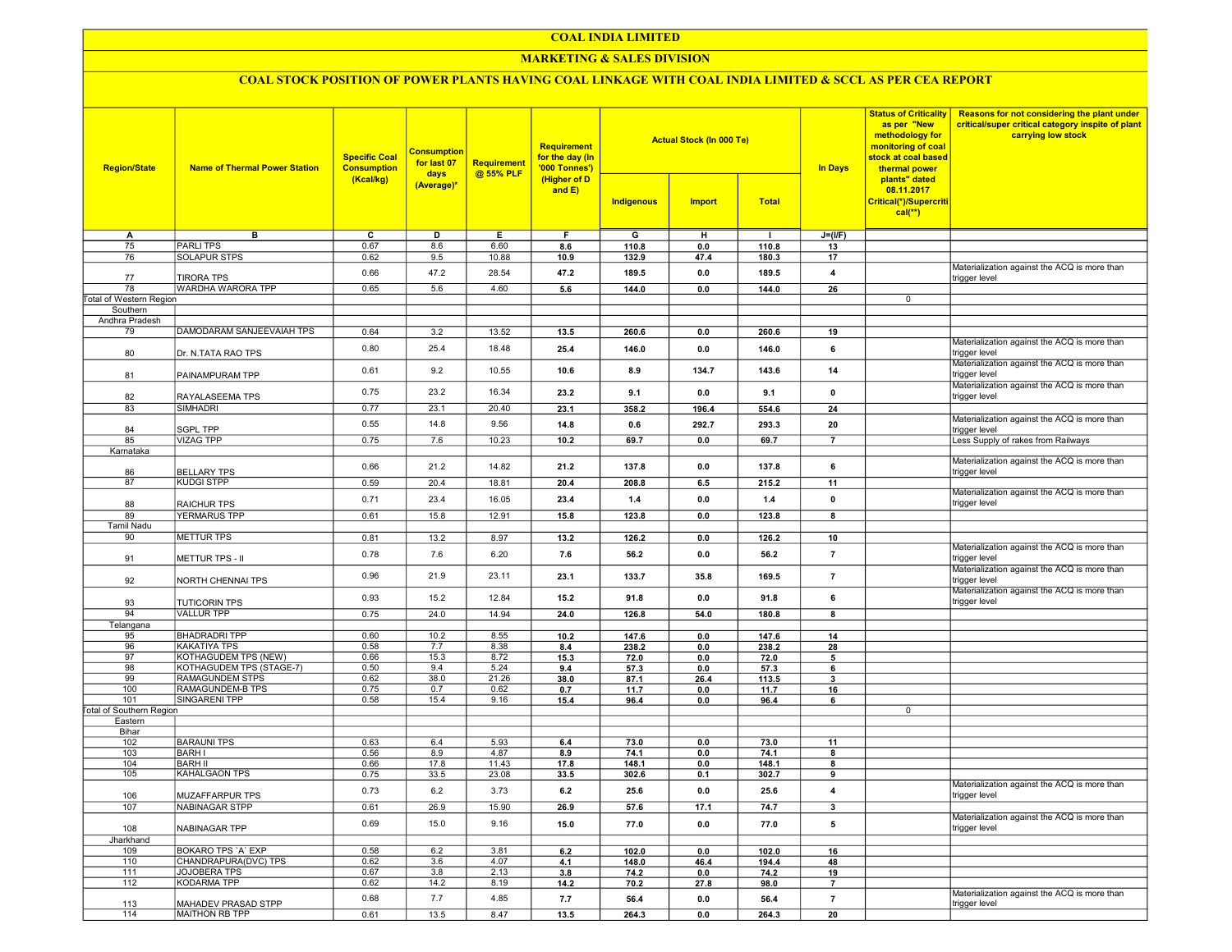# COAL INDIA LIMITED

## MARKETING & SALES DIVISION

### COAL STOCK POSITION OF POWER PLANTS HAVING COAL LINKAGE WITH COAL INDIA LIMITED & SCCL AS PER CEA REPORT

| Region/State | Name of Thermal Power Station | Specific Coal Consumption (Kcal/kg) | Consumption for last 07 days (Average)* | Requirement @ 55% PLF | Requirement for the day (In '000 Tonnes') (Higher of D and E) | Actual Stock (In 000 Te) | | | In Days | Status of Criticality as per "New methodology for monitoring of coal stock at coal based thermal power plants" dated 08.11.2017 Critical(*)/Supercritical(**) | Reasons for not considering the plant under critical/super critical category inspite of plant carrying low stock |
|---|---|---|---|---|---|---|---|---|---|---|---|
| | | | | | | Indigenous | Import | Total | | | |
| A | B | C | D | E | F | G | H | I | J=(I/F) | | |
| 75 | PARLI TPS | 0.67 | 8.6 | 6.60 | 8.6 | 110.8 | 0.0 | 110.8 | 13 | | |
| 76 | SOLAPUR STPS | 0.62 | 9.5 | 10.88 | 10.9 | 132.9 | 47.4 | 180.3 | 17 | | |
| 77 | TIRORA TPS | 0.66 | 47.2 | 28.54 | 47.2 | 189.5 | 0.0 | 189.5 | 4 | | Materialization against the ACQ is more than trigger level |
| 78 | WARDHA WARORA TPP | 0.65 | 5.6 | 4.60 | 5.6 | 144.0 | 0.0 | 144.0 | 26 | | |
| Total of Western Region | | | | | | | | | | 0 | |
| Southern | | | | | | | | | | | |
| Andhra Pradesh | | | | | | | | | | | |
| 79 | DAMODARAM SANJEEVAIAH TPS | 0.64 | 3.2 | 13.52 | 13.5 | 260.6 | 0.0 | 260.6 | 19 | | |
| 80 | Dr. N.TATA RAO TPS | 0.80 | 25.4 | 18.48 | 25.4 | 146.0 | 0.0 | 146.0 | 6 | | Materialization against the ACQ is more than trigger level |
| 81 | PAINAMPURAM TPP | 0.61 | 9.2 | 10.55 | 10.6 | 8.9 | 134.7 | 143.6 | 14 | | Materialization against the ACQ is more than trigger level |
| 82 | RAYALASEEMA TPS | 0.75 | 23.2 | 16.34 | 23.2 | 9.1 | 0.0 | 9.1 | 0 | | Materialization against the ACQ is more than trigger level |
| 83 | SIMHADRI | 0.77 | 23.1 | 20.40 | 23.1 | 358.2 | 196.4 | 554.6 | 24 | | |
| 84 | SGPL TPP | 0.55 | 14.8 | 9.56 | 14.8 | 0.6 | 292.7 | 293.3 | 20 | | Materialization against the ACQ is more than trigger level |
| 85 | VIZAG TPP | 0.75 | 7.6 | 10.23 | 10.2 | 69.7 | 0.0 | 69.7 | 7 | | Less Supply of rakes from Railways |
| Karnataka | | | | | | | | | | | |
| 86 | BELLARY TPS | 0.66 | 21.2 | 14.82 | 21.2 | 137.8 | 0.0 | 137.8 | 6 | | Materialization against the ACQ is more than trigger level |
| 87 | KUDGI STPP | 0.59 | 20.4 | 18.81 | 20.4 | 208.8 | 6.5 | 215.2 | 11 | | |
| 88 | RAICHUR TPS | 0.71 | 23.4 | 16.05 | 23.4 | 1.4 | 0.0 | 1.4 | 0 | | Materialization against the ACQ is more than trigger level |
| 89 | YERMARUS TPP | 0.61 | 15.8 | 12.91 | 15.8 | 123.8 | 0.0 | 123.8 | 8 | | |
| Tamil Nadu | | | | | | | | | | | |
| 90 | METTUR TPS | 0.81 | 13.2 | 8.97 | 13.2 | 126.2 | 0.0 | 126.2 | 10 | | |
| 91 | METTUR TPS - II | 0.78 | 7.6 | 6.20 | 7.6 | 56.2 | 0.0 | 56.2 | 7 | | Materialization against the ACQ is more than trigger level |
| 92 | NORTH CHENNAI TPS | 0.96 | 21.9 | 23.11 | 23.1 | 133.7 | 35.8 | 169.5 | 7 | | Materialization against the ACQ is more than trigger level |
| 93 | TUTICORIN TPS | 0.93 | 15.2 | 12.84 | 15.2 | 91.8 | 0.0 | 91.8 | 6 | | Materialization against the ACQ is more than trigger level |
| 94 | VALLUR TPP | 0.75 | 24.0 | 14.94 | 24.0 | 126.8 | 54.0 | 180.8 | 8 | | |
| Telangana | | | | | | | | | | | |
| 95 | BHADRADRI TPP | 0.60 | 10.2 | 8.55 | 10.2 | 147.6 | 0.0 | 147.6 | 14 | | |
| 96 | KAKATIYA TPS | 0.58 | 7.7 | 8.38 | 8.4 | 238.2 | 0.0 | 238.2 | 28 | | |
| 97 | KOTHAGUDEM TPS (NEW) | 0.66 | 15.3 | 8.72 | 15.3 | 72.0 | 0.0 | 72.0 | 5 | | |
| 98 | KOTHAGUDEM TPS (STAGE-7) | 0.50 | 9.4 | 5.24 | 9.4 | 57.3 | 0.0 | 57.3 | 6 | | |
| 99 | RAMAGUNDEM STPS | 0.62 | 38.0 | 21.26 | 38.0 | 87.1 | 26.4 | 113.5 | 3 | | |
| 100 | RAMAGUNDEM-B TPS | 0.75 | 0.7 | 0.62 | 0.7 | 11.7 | 0.0 | 11.7 | 16 | | |
| 101 | SINGARENI TPP | 0.58 | 15.4 | 9.16 | 15.4 | 96.4 | 0.0 | 96.4 | 6 | | |
| Total of Southern Region | | | | | | | | | | 0 | |
| Eastern | | | | | | | | | | | |
| Bihar | | | | | | | | | | | |
| 102 | BARAUNI TPS | 0.63 | 6.4 | 5.93 | 6.4 | 73.0 | 0.0 | 73.0 | 11 | | |
| 103 | BARH I | 0.56 | 8.9 | 4.87 | 8.9 | 74.1 | 0.0 | 74.1 | 8 | | |
| 104 | BARH II | 0.66 | 17.8 | 11.43 | 17.8 | 148.1 | 0.0 | 148.1 | 8 | | |
| 105 | KAHALGAON TPS | 0.75 | 33.5 | 23.08 | 33.5 | 302.6 | 0.1 | 302.7 | 9 | | |
| 106 | MUZAFFARPUR TPS | 0.73 | 6.2 | 3.73 | 6.2 | 25.6 | 0.0 | 25.6 | 4 | | Materialization against the ACQ is more than trigger level |
| 107 | NABINAGAR STPP | 0.61 | 26.9 | 15.90 | 26.9 | 57.6 | 17.1 | 74.7 | 3 | | |
| 108 | NABINAGAR TPP | 0.69 | 15.0 | 9.16 | 15.0 | 77.0 | 0.0 | 77.0 | 5 | | Materialization against the ACQ is more than trigger level |
| Jharkhand | | | | | | | | | | | |
| 109 | BOKARO TPS `A` EXP | 0.58 | 6.2 | 3.81 | 6.2 | 102.0 | 0.0 | 102.0 | 16 | | |
| 110 | CHANDRAPURA(DVC) TPS | 0.62 | 3.6 | 4.07 | 4.1 | 148.0 | 46.4 | 194.4 | 48 | | |
| 111 | JOJOBERA TPS | 0.67 | 3.8 | 2.13 | 3.8 | 74.2 | 0.0 | 74.2 | 19 | | |
| 112 | KODARMA TPP | 0.62 | 14.2 | 8.19 | 14.2 | 70.2 | 27.8 | 98.0 | 7 | | |
| 113 | MAHADEV PRASAD STPP | 0.68 | 7.7 | 4.85 | 7.7 | 56.4 | 0.0 | 56.4 | 7 | | Materialization against the ACQ is more than trigger level |
| 114 | MAITHON RB TPP | 0.61 | 13.5 | 8.47 | 13.5 | 264.3 | 0.0 | 264.3 | 20 | | |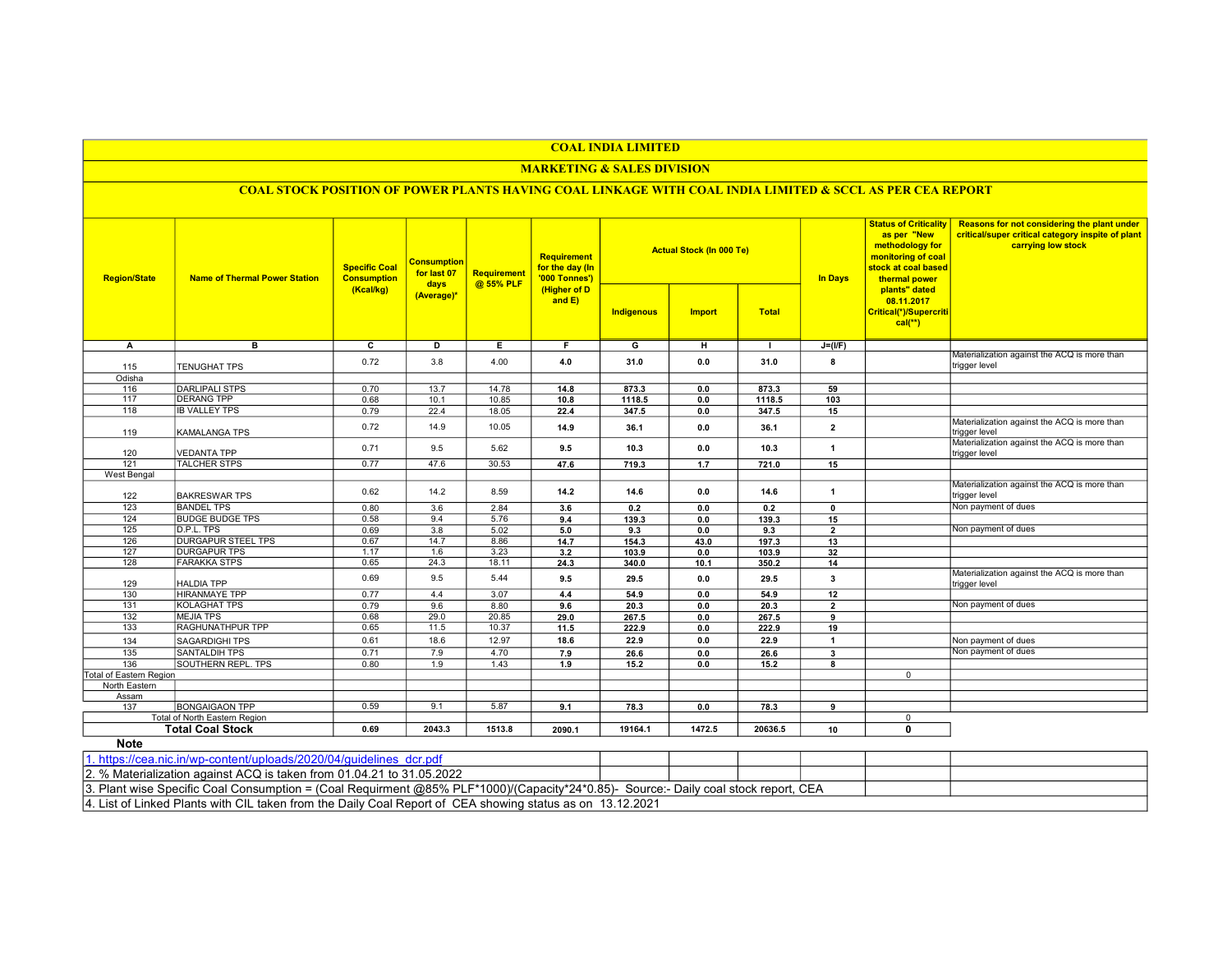**COAL INDIA LIMITED**

**MARKETING & SALES DIVISION**

**COAL STOCK POSITION OF POWER PLANTS HAVING COAL LINKAGE WITH COAL INDIA LIMITED & SCCL AS PER CEA REPORT**

| Region/State | Name of Thermal Power Station | Specific Coal Consumption (Kcal/kg) | Consumption for last 07 days (Average)* | Requirement @ 55% PLF | Requirement for the day (In '000 Tonnes') (Higher of D and E) | Actual Stock (In 000 Te) | | | In Days | Status of Criticality as per "New methodology for monitoring of coal stock at coal based thermal power plants" dated 08.11.2017 Critical(*)/Supercritical(**) | Reasons for not considering the plant under critical/super critical category inspite of plant carrying low stock |
|---|---|---|---|---|---|---|---|---|---|---|---|
| | | | | | | Indigenous | Import | Total | | | |
| A | B | C | D | E | F | G | H | I | J=(I/F) | | |
| 115 | TENUGHAT TPS | 0.72 | 3.8 | 4.00 | 4.0 | 31.0 | 0.0 | 31.0 | 8 | | Materialization against the ACQ is more than trigger level |
| Odisha | | | | | | | | | | | |
| 116 | DARLIPALI STPS | 0.70 | 13.7 | 14.78 | 14.8 | 873.3 | 0.0 | 873.3 | 59 | | |
| 117 | DERANG TPP | 0.68 | 10.1 | 10.85 | 10.8 | 1118.5 | 0.0 | 1118.5 | 103 | | |
| 118 | IB VALLEY TPS | 0.79 | 22.4 | 18.05 | 22.4 | 347.5 | 0.0 | 347.5 | 15 | | |
| 119 | KAMALANGA TPS | 0.72 | 14.9 | 10.05 | 14.9 | 36.1 | 0.0 | 36.1 | 2 | | Materialization against the ACQ is more than trigger level |
| 120 | VEDANTA TPP | 0.71 | 9.5 | 5.62 | 9.5 | 10.3 | 0.0 | 10.3 | 1 | | Materialization against the ACQ is more than trigger level |
| 121 | TALCHER STPS | 0.77 | 47.6 | 30.53 | 47.6 | 719.3 | 1.7 | 721.0 | 15 | | |
| West Bengal | | | | | | | | | | | |
| 122 | BAKRESWAR TPS | 0.62 | 14.2 | 8.59 | 14.2 | 14.6 | 0.0 | 14.6 | 1 | | Materialization against the ACQ is more than trigger level |
| 123 | BANDEL TPS | 0.80 | 3.6 | 2.84 | 3.6 | 0.2 | 0.0 | 0.2 | 0 | | Non payment of dues |
| 124 | BUDGE BUDGE TPS | 0.58 | 9.4 | 5.76 | 9.4 | 139.3 | 0.0 | 139.3 | 15 | | |
| 125 | D.P.L. TPS | 0.69 | 3.8 | 5.02 | 5.0 | 9.3 | 0.0 | 9.3 | 2 | | Non payment of dues |
| 126 | DURGAPUR STEEL TPS | 0.67 | 14.7 | 8.86 | 14.7 | 154.3 | 43.0 | 197.3 | 13 | | |
| 127 | DURGAPUR TPS | 1.17 | 1.6 | 3.23 | 3.2 | 103.9 | 0.0 | 103.9 | 32 | | |
| 128 | FARAKKA STPS | 0.65 | 24.3 | 18.11 | 24.3 | 340.0 | 10.1 | 350.2 | 14 | | |
| 129 | HALDIA TPP | 0.69 | 9.5 | 5.44 | 9.5 | 29.5 | 0.0 | 29.5 | 3 | | Materialization against the ACQ is more than trigger level |
| 130 | HIRANMAYE TPP | 0.77 | 4.4 | 3.07 | 4.4 | 54.9 | 0.0 | 54.9 | 12 | | |
| 131 | KOLAGHAT TPS | 0.79 | 9.6 | 8.80 | 9.6 | 20.3 | 0.0 | 20.3 | 2 | | Non payment of dues |
| 132 | MEJIA TPS | 0.68 | 29.0 | 20.85 | 29.0 | 267.5 | 0.0 | 267.5 | 9 | | |
| 133 | RAGHUNATHPUR TPP | 0.65 | 11.5 | 10.37 | 11.5 | 222.9 | 0.0 | 222.9 | 19 | | |
| 134 | SAGARDIGHI TPS | 0.61 | 18.6 | 12.97 | 18.6 | 22.9 | 0.0 | 22.9 | 1 | | Non payment of dues |
| 135 | SANTALDIH TPS | 0.71 | 7.9 | 4.70 | 7.9 | 26.6 | 0.0 | 26.6 | 3 | | Non payment of dues |
| 136 | SOUTHERN REPL. TPS | 0.80 | 1.9 | 1.43 | 1.9 | 15.2 | 0.0 | 15.2 | 8 | | |
| Total of Eastern Region | | | | | | | | | | 0 | |
| North Eastern | | | | | | | | | | | |
| Assam | | | | | | | | | | | |
| 137 | BONGAIGAON TPP | 0.59 | 9.1 | 5.87 | 9.1 | 78.3 | 0.0 | 78.3 | 9 | | |
| Total of North Eastern Region | | | | | | | | | | 0 | |
| **Total Coal Stock** | | 0.69 | 2043.3 | 1513.8 | 2090.1 | 19164.1 | 1472.5 | 20636.5 | 10 | 0 | |

**Note**

1. https://cea.nic.in/wp-content/uploads/2020/04/guidelines_dcr.pdf
2. % Materialization against ACQ is taken from 01.04.21 to 31.05.2022
3. Plant wise Specific Coal Consumption = (Coal Requirment @85% PLF*1000)/(Capacity*24*0.85)- Source:- Daily coal stock report, CEA
4. List of Linked Plants with CIL taken from the Daily Coal Report of CEA showing status as on 13.12.2021